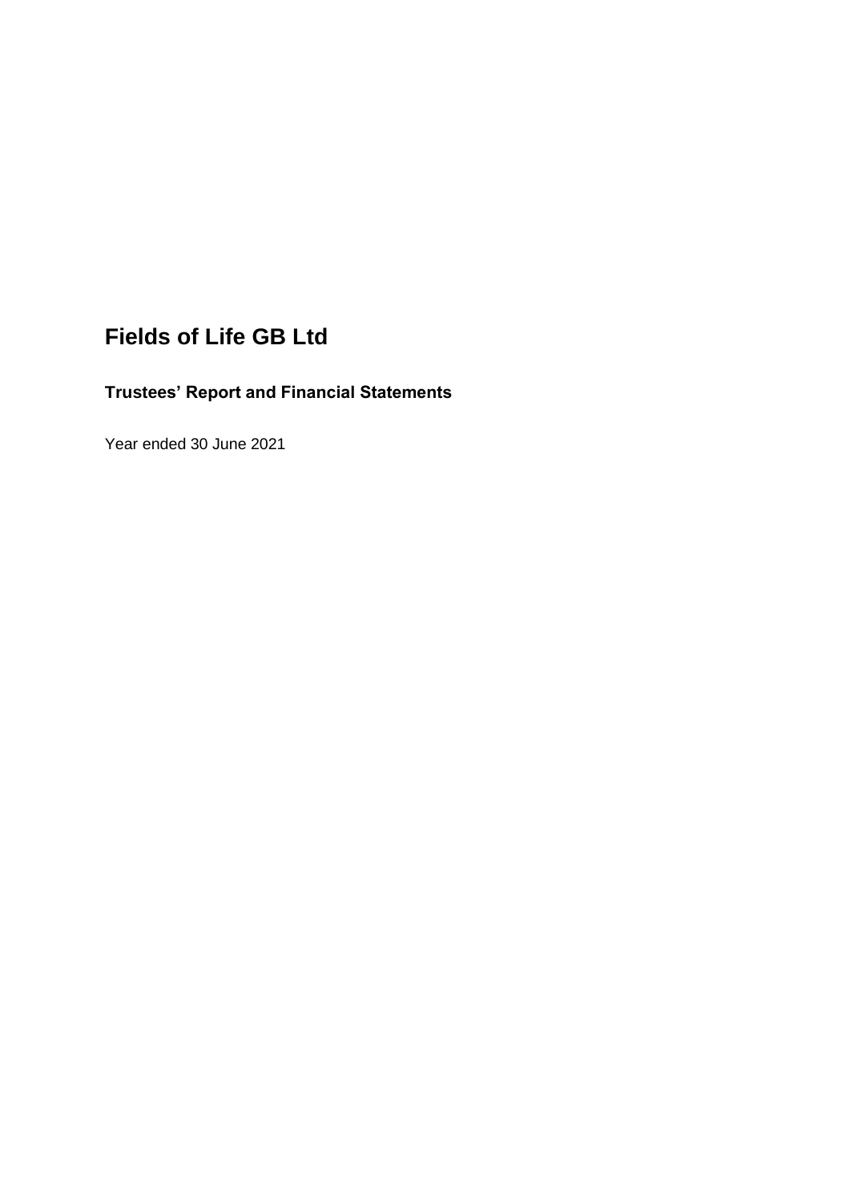# Fields of Life GB Ltd

## Trustees' Report and Financial Statements

Year ended 30 June 2021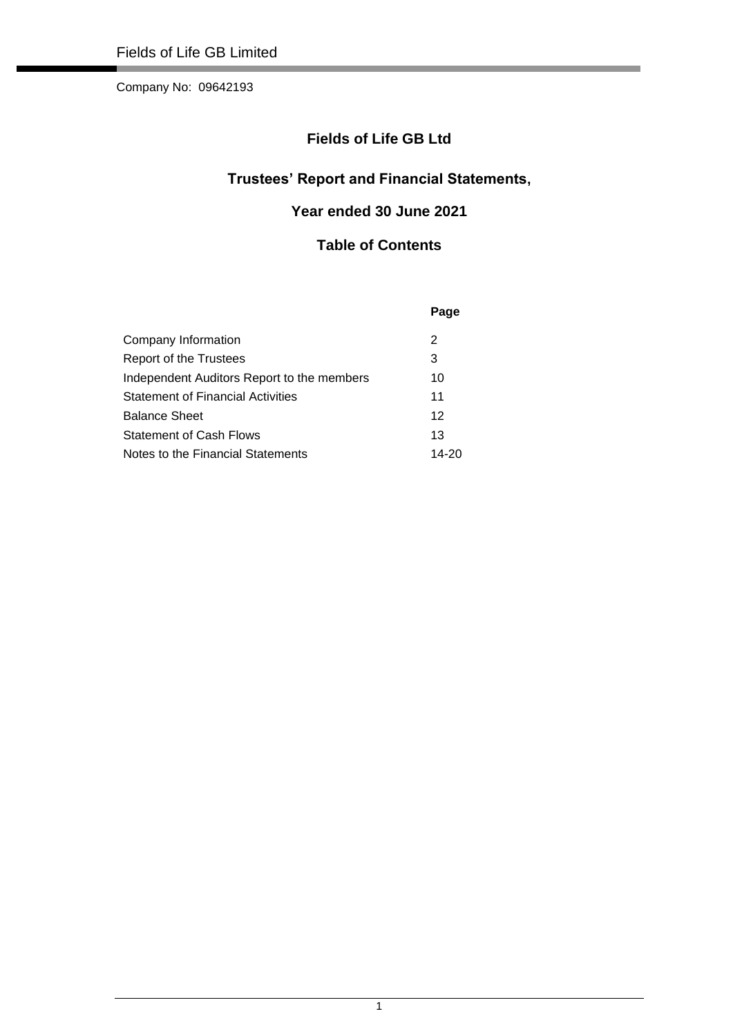Company No: 09642193

# Fields of Life GB Ltd

## Trustees' Report and Financial Statements,

## Year ended 30 June 2021

## Table of Contents

| | Page |
|---|---|
| Company Information | 2 |
| Report of the Trustees | 3 |
| Independent Auditors Report to the members | 10 |
| Statement of Financial Activities | 11 |
| Balance Sheet | 12 |
| Statement of Cash Flows | 13 |
| Notes to the Financial Statements | 14-20 |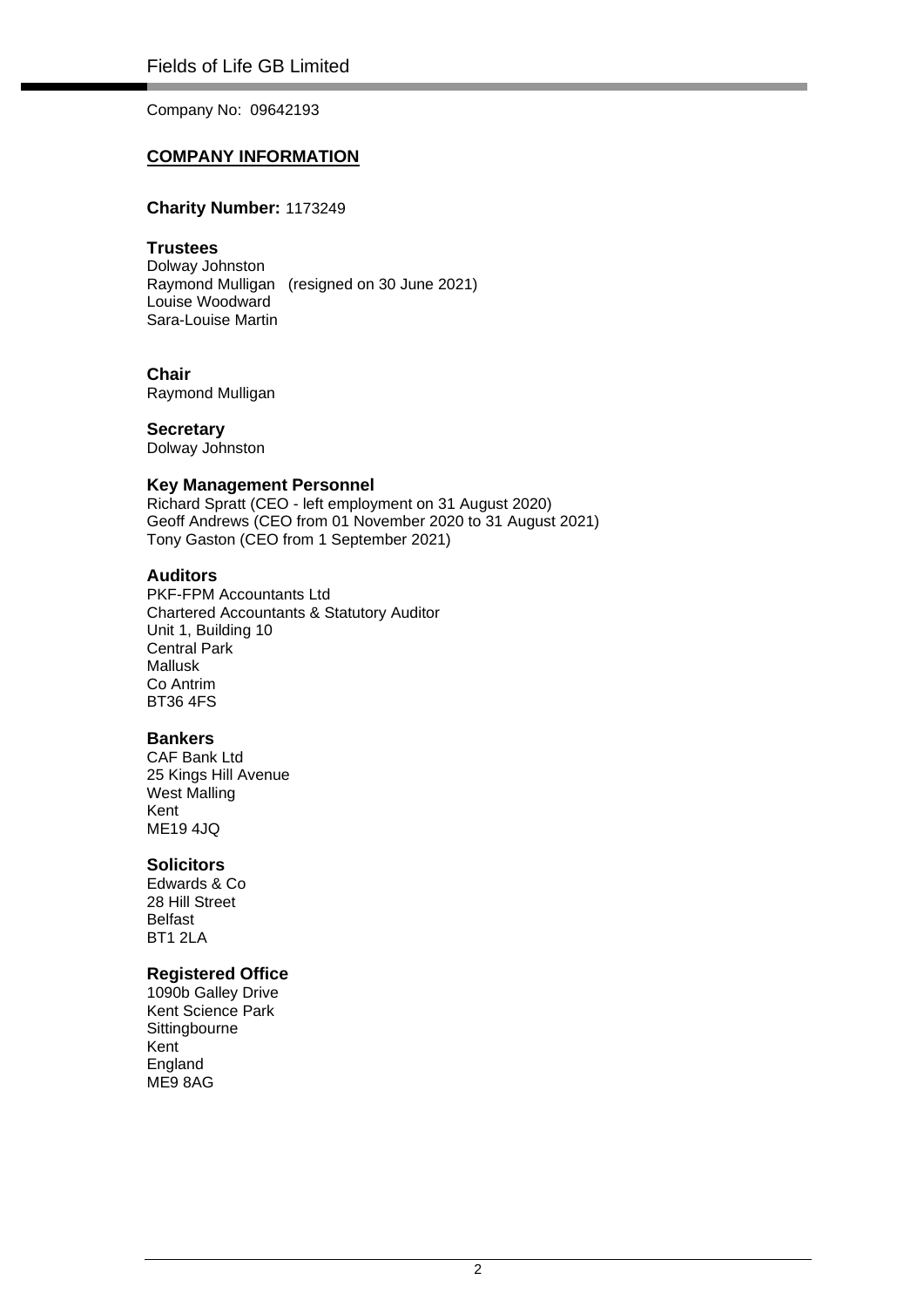Company No: 09642193

## COMPANY INFORMATION

**Charity Number:** 1173249

**Trustees**
Dolway Johnston
Raymond Mulligan (resigned on 30 June 2021)
Louise Woodward
Sara-Louise Martin

**Chair**
Raymond Mulligan

**Secretary**
Dolway Johnston

**Key Management Personnel**
Richard Spratt (CEO - left employment on 31 August 2020)
Geoff Andrews (CEO from 01 November 2020 to 31 August 2021)
Tony Gaston (CEO from 1 September 2021)

**Auditors**
PKF-FPM Accountants Ltd
Chartered Accountants & Statutory Auditor
Unit 1, Building 10
Central Park
Mallusk
Co Antrim
BT36 4FS

**Bankers**
CAF Bank Ltd
25 Kings Hill Avenue
West Malling
Kent
ME19 4JQ

**Solicitors**
Edwards & Co
28 Hill Street
Belfast
BT1 2LA

**Registered Office**
1090b Galley Drive
Kent Science Park
Sittingbourne
Kent
England
ME9 8AG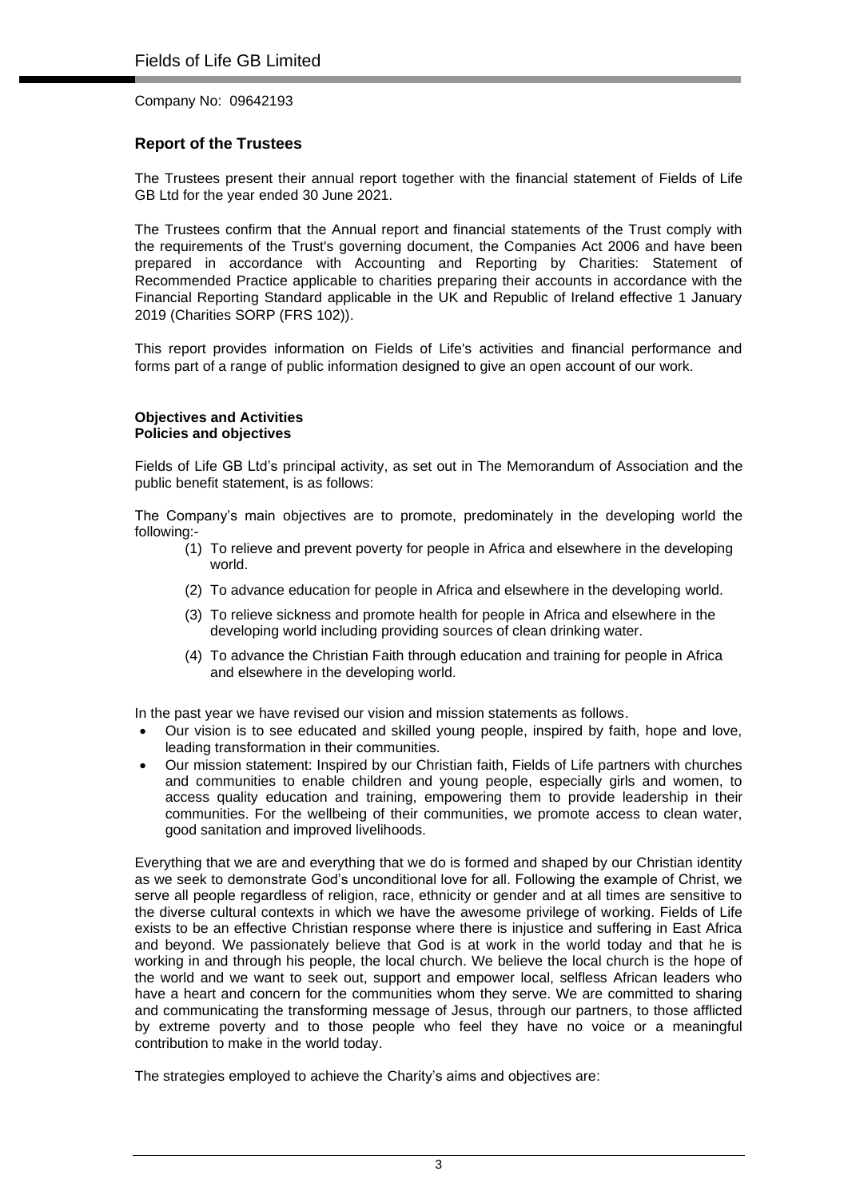Company No: 09642193

## Report of the Trustees

The Trustees present their annual report together with the financial statement of Fields of Life GB Ltd for the year ended 30 June 2021.

The Trustees confirm that the Annual report and financial statements of the Trust comply with the requirements of the Trust's governing document, the Companies Act 2006 and have been prepared in accordance with Accounting and Reporting by Charities: Statement of Recommended Practice applicable to charities preparing their accounts in accordance with the Financial Reporting Standard applicable in the UK and Republic of Ireland effective 1 January 2019 (Charities SORP (FRS 102)).

This report provides information on Fields of Life's activities and financial performance and forms part of a range of public information designed to give an open account of our work.

### Objectives and Activities
### Policies and objectives

Fields of Life GB Ltd's principal activity, as set out in The Memorandum of Association and the public benefit statement, is as follows:

The Company's main objectives are to promote, predominately in the developing world the following:-

1. To relieve and prevent poverty for people in Africa and elsewhere in the developing world.
2. To advance education for people in Africa and elsewhere in the developing world.
3. To relieve sickness and promote health for people in Africa and elsewhere in the developing world including providing sources of clean drinking water.
4. To advance the Christian Faith through education and training for people in Africa and elsewhere in the developing world.

In the past year we have revised our vision and mission statements as follows.

- Our vision is to see educated and skilled young people, inspired by faith, hope and love, leading transformation in their communities.
- Our mission statement: Inspired by our Christian faith, Fields of Life partners with churches and communities to enable children and young people, especially girls and women, to access quality education and training, empowering them to provide leadership in their communities. For the wellbeing of their communities, we promote access to clean water, good sanitation and improved livelihoods.

Everything that we are and everything that we do is formed and shaped by our Christian identity as we seek to demonstrate God's unconditional love for all. Following the example of Christ, we serve all people regardless of religion, race, ethnicity or gender and at all times are sensitive to the diverse cultural contexts in which we have the awesome privilege of working. Fields of Life exists to be an effective Christian response where there is injustice and suffering in East Africa and beyond. We passionately believe that God is at work in the world today and that he is working in and through his people, the local church. We believe the local church is the hope of the world and we want to seek out, support and empower local, selfless African leaders who have a heart and concern for the communities whom they serve. We are committed to sharing and communicating the transforming message of Jesus, through our partners, to those afflicted by extreme poverty and to those people who feel they have no voice or a meaningful contribution to make in the world today.

The strategies employed to achieve the Charity's aims and objectives are: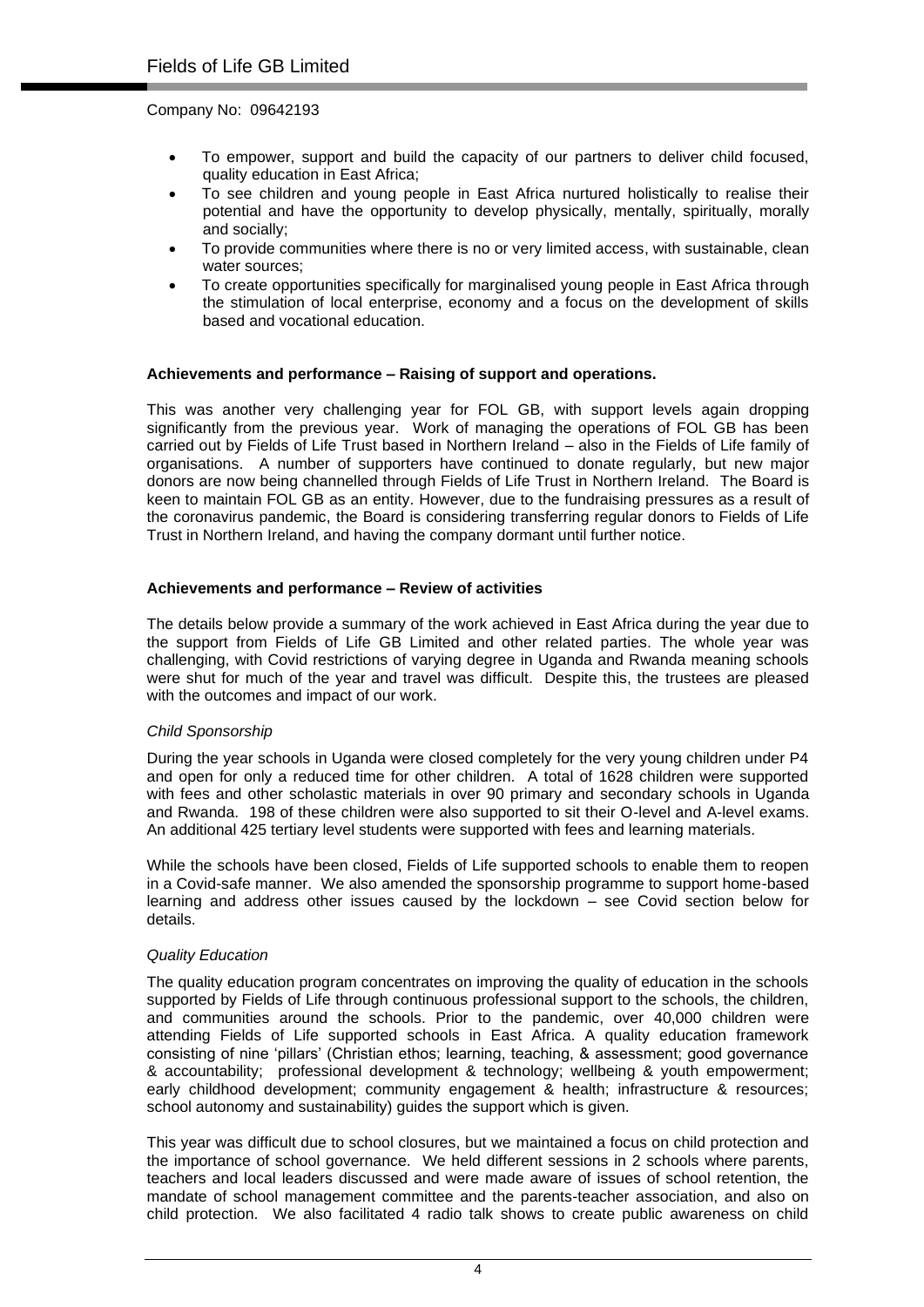Company No: 09642193

- To empower, support and build the capacity of our partners to deliver child focused, quality education in East Africa;
- To see children and young people in East Africa nurtured holistically to realise their potential and have the opportunity to develop physically, mentally, spiritually, morally and socially;
- To provide communities where there is no or very limited access, with sustainable, clean water sources;
- To create opportunities specifically for marginalised young people in East Africa through the stimulation of local enterprise, economy and a focus on the development of skills based and vocational education.

**Achievements and performance – Raising of support and operations.**

This was another very challenging year for FOL GB, with support levels again dropping significantly from the previous year. Work of managing the operations of FOL GB has been carried out by Fields of Life Trust based in Northern Ireland – also in the Fields of Life family of organisations. A number of supporters have continued to donate regularly, but new major donors are now being channelled through Fields of Life Trust in Northern Ireland. The Board is keen to maintain FOL GB as an entity. However, due to the fundraising pressures as a result of the coronavirus pandemic, the Board is considering transferring regular donors to Fields of Life Trust in Northern Ireland, and having the company dormant until further notice.

**Achievements and performance – Review of activities**

The details below provide a summary of the work achieved in East Africa during the year due to the support from Fields of Life GB Limited and other related parties. The whole year was challenging, with Covid restrictions of varying degree in Uganda and Rwanda meaning schools were shut for much of the year and travel was difficult. Despite this, the trustees are pleased with the outcomes and impact of our work.

*Child Sponsorship*

During the year schools in Uganda were closed completely for the very young children under P4 and open for only a reduced time for other children. A total of 1628 children were supported with fees and other scholastic materials in over 90 primary and secondary schools in Uganda and Rwanda. 198 of these children were also supported to sit their O-level and A-level exams. An additional 425 tertiary level students were supported with fees and learning materials.

While the schools have been closed, Fields of Life supported schools to enable them to reopen in a Covid-safe manner. We also amended the sponsorship programme to support home-based learning and address other issues caused by the lockdown – see Covid section below for details.

*Quality Education*

The quality education program concentrates on improving the quality of education in the schools supported by Fields of Life through continuous professional support to the schools, the children, and communities around the schools. Prior to the pandemic, over 40,000 children were attending Fields of Life supported schools in East Africa. A quality education framework consisting of nine 'pillars' (Christian ethos; learning, teaching, & assessment; good governance & accountability; professional development & technology; wellbeing & youth empowerment; early childhood development; community engagement & health; infrastructure & resources; school autonomy and sustainability) guides the support which is given.

This year was difficult due to school closures, but we maintained a focus on child protection and the importance of school governance. We held different sessions in 2 schools where parents, teachers and local leaders discussed and were made aware of issues of school retention, the mandate of school management committee and the parents-teacher association, and also on child protection. We also facilitated 4 radio talk shows to create public awareness on child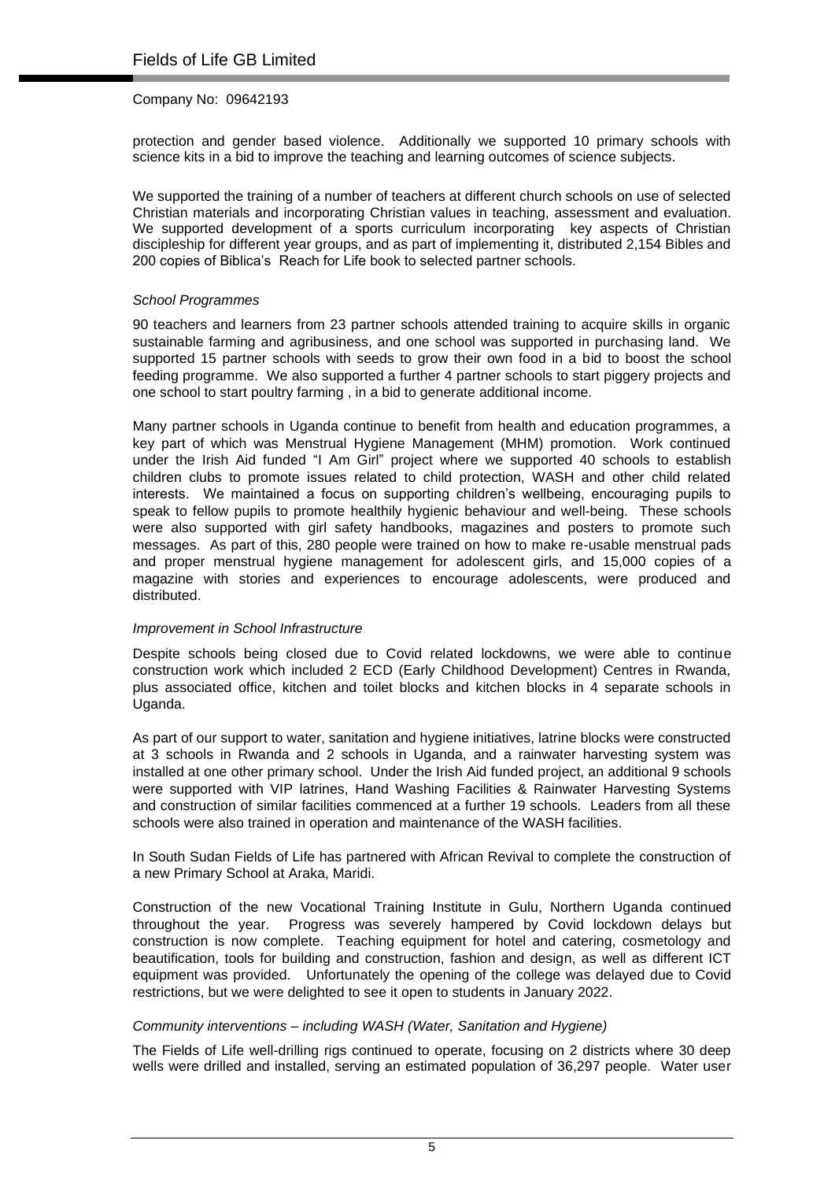protection and gender based violence. Additionally we supported 10 primary schools with science kits in a bid to improve the teaching and learning outcomes of science subjects.

We supported the training of a number of teachers at different church schools on use of selected Christian materials and incorporating Christian values in teaching, assessment and evaluation. We supported development of a sports curriculum incorporating key aspects of Christian discipleship for different year groups, and as part of implementing it, distributed 2,154 Bibles and 200 copies of Biblica's Reach for Life book to selected partner schools.

*School Programmes*

90 teachers and learners from 23 partner schools attended training to acquire skills in organic sustainable farming and agribusiness, and one school was supported in purchasing land. We supported 15 partner schools with seeds to grow their own food in a bid to boost the school feeding programme. We also supported a further 4 partner schools to start piggery projects and one school to start poultry farming , in a bid to generate additional income.

Many partner schools in Uganda continue to benefit from health and education programmes, a key part of which was Menstrual Hygiene Management (MHM) promotion. Work continued under the Irish Aid funded "I Am Girl" project where we supported 40 schools to establish children clubs to promote issues related to child protection, WASH and other child related interests. We maintained a focus on supporting children's wellbeing, encouraging pupils to speak to fellow pupils to promote healthily hygienic behaviour and well-being. These schools were also supported with girl safety handbooks, magazines and posters to promote such messages. As part of this, 280 people were trained on how to make re-usable menstrual pads and proper menstrual hygiene management for adolescent girls, and 15,000 copies of a magazine with stories and experiences to encourage adolescents, were produced and distributed.

*Improvement in School Infrastructure*

Despite schools being closed due to Covid related lockdowns, we were able to continue construction work which included 2 ECD (Early Childhood Development) Centres in Rwanda, plus associated office, kitchen and toilet blocks and kitchen blocks in 4 separate schools in Uganda.

As part of our support to water, sanitation and hygiene initiatives, latrine blocks were constructed at 3 schools in Rwanda and 2 schools in Uganda, and a rainwater harvesting system was installed at one other primary school. Under the Irish Aid funded project, an additional 9 schools were supported with VIP latrines, Hand Washing Facilities & Rainwater Harvesting Systems and construction of similar facilities commenced at a further 19 schools. Leaders from all these schools were also trained in operation and maintenance of the WASH facilities.

In South Sudan Fields of Life has partnered with African Revival to complete the construction of a new Primary School at Araka, Maridi.

Construction of the new Vocational Training Institute in Gulu, Northern Uganda continued throughout the year. Progress was severely hampered by Covid lockdown delays but construction is now complete. Teaching equipment for hotel and catering, cosmetology and beautification, tools for building and construction, fashion and design, as well as different ICT equipment was provided. Unfortunately the opening of the college was delayed due to Covid restrictions, but we were delighted to see it open to students in January 2022.

*Community interventions – including WASH (Water, Sanitation and Hygiene)*

The Fields of Life well-drilling rigs continued to operate, focusing on 2 districts where 30 deep wells were drilled and installed, serving an estimated population of 36,297 people. Water user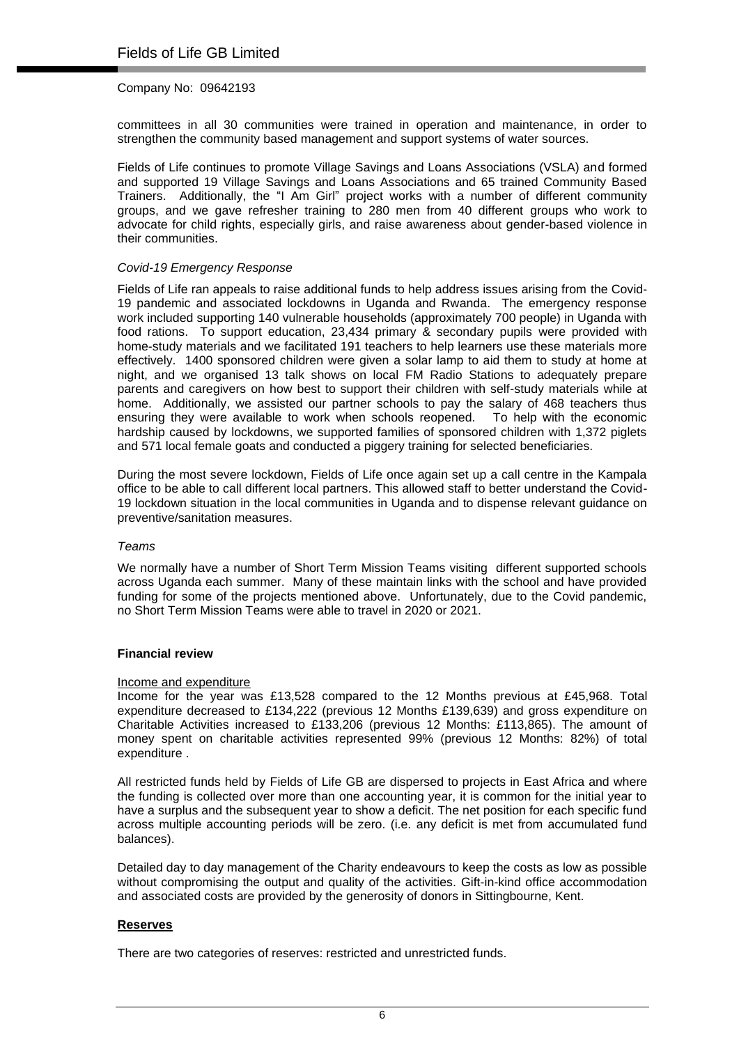committees in all 30 communities were trained in operation and maintenance, in order to strengthen the community based management and support systems of water sources.

Fields of Life continues to promote Village Savings and Loans Associations (VSLA) and formed and supported 19 Village Savings and Loans Associations and 65 trained Community Based Trainers. Additionally, the "I Am Girl" project works with a number of different community groups, and we gave refresher training to 280 men from 40 different groups who work to advocate for child rights, especially girls, and raise awareness about gender-based violence in their communities.

*Covid-19 Emergency Response*

Fields of Life ran appeals to raise additional funds to help address issues arising from the Covid-19 pandemic and associated lockdowns in Uganda and Rwanda. The emergency response work included supporting 140 vulnerable households (approximately 700 people) in Uganda with food rations. To support education, 23,434 primary & secondary pupils were provided with home-study materials and we facilitated 191 teachers to help learners use these materials more effectively. 1400 sponsored children were given a solar lamp to aid them to study at home at night, and we organised 13 talk shows on local FM Radio Stations to adequately prepare parents and caregivers on how best to support their children with self-study materials while at home. Additionally, we assisted our partner schools to pay the salary of 468 teachers thus ensuring they were available to work when schools reopened. To help with the economic hardship caused by lockdowns, we supported families of sponsored children with 1,372 piglets and 571 local female goats and conducted a piggery training for selected beneficiaries.

During the most severe lockdown, Fields of Life once again set up a call centre in the Kampala office to be able to call different local partners. This allowed staff to better understand the Covid-19 lockdown situation in the local communities in Uganda and to dispense relevant guidance on preventive/sanitation measures.

*Teams*

We normally have a number of Short Term Mission Teams visiting different supported schools across Uganda each summer. Many of these maintain links with the school and have provided funding for some of the projects mentioned above. Unfortunately, due to the Covid pandemic, no Short Term Mission Teams were able to travel in 2020 or 2021.

**Financial review**

Income and expenditure

Income for the year was £13,528 compared to the 12 Months previous at £45,968. Total expenditure decreased to £134,222 (previous 12 Months £139,639) and gross expenditure on Charitable Activities increased to £133,206 (previous 12 Months: £113,865). The amount of money spent on charitable activities represented 99% (previous 12 Months: 82%) of total expenditure .

All restricted funds held by Fields of Life GB are dispersed to projects in East Africa and where the funding is collected over more than one accounting year, it is common for the initial year to have a surplus and the subsequent year to show a deficit. The net position for each specific fund across multiple accounting periods will be zero. (i.e. any deficit is met from accumulated fund balances).

Detailed day to day management of the Charity endeavours to keep the costs as low as possible without compromising the output and quality of the activities. Gift-in-kind office accommodation and associated costs are provided by the generosity of donors in Sittingbourne, Kent.

**Reserves**

There are two categories of reserves: restricted and unrestricted funds.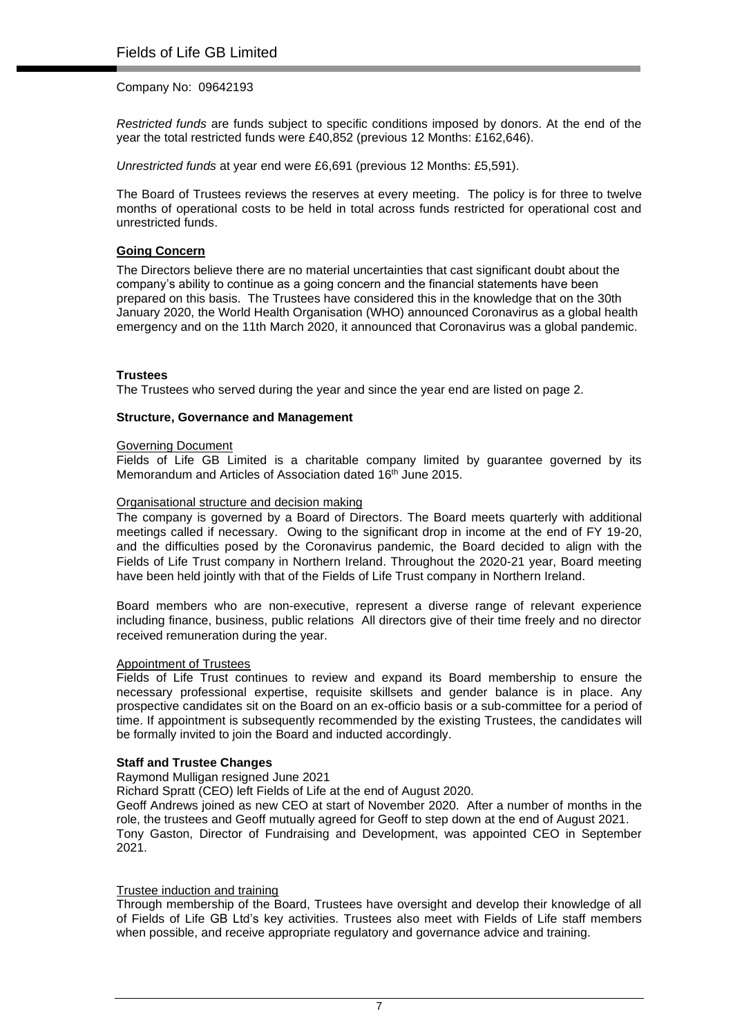Company No: 09642193

*Restricted funds* are funds subject to specific conditions imposed by donors. At the end of the year the total restricted funds were £40,852 (previous 12 Months: £162,646).

*Unrestricted funds* at year end were £6,691 (previous 12 Months: £5,591).

The Board of Trustees reviews the reserves at every meeting. The policy is for three to twelve months of operational costs to be held in total across funds restricted for operational cost and unrestricted funds.

**Going Concern**

The Directors believe there are no material uncertainties that cast significant doubt about the company's ability to continue as a going concern and the financial statements have been prepared on this basis. The Trustees have considered this in the knowledge that on the 30th January 2020, the World Health Organisation (WHO) announced Coronavirus as a global health emergency and on the 11th March 2020, it announced that Coronavirus was a global pandemic.

**Trustees**

The Trustees who served during the year and since the year end are listed on page 2.

**Structure, Governance and Management**

Governing Document

Fields of Life GB Limited is a charitable company limited by guarantee governed by its Memorandum and Articles of Association dated 16th June 2015.

Organisational structure and decision making

The company is governed by a Board of Directors. The Board meets quarterly with additional meetings called if necessary. Owing to the significant drop in income at the end of FY 19-20, and the difficulties posed by the Coronavirus pandemic, the Board decided to align with the Fields of Life Trust company in Northern Ireland. Throughout the 2020-21 year, Board meeting have been held jointly with that of the Fields of Life Trust company in Northern Ireland.

Board members who are non-executive, represent a diverse range of relevant experience including finance, business, public relations All directors give of their time freely and no director received remuneration during the year.

Appointment of Trustees

Fields of Life Trust continues to review and expand its Board membership to ensure the necessary professional expertise, requisite skillsets and gender balance is in place. Any prospective candidates sit on the Board on an ex-officio basis or a sub-committee for a period of time. If appointment is subsequently recommended by the existing Trustees, the candidates will be formally invited to join the Board and inducted accordingly.

**Staff and Trustee Changes**

Raymond Mulligan resigned June 2021

Richard Spratt (CEO) left Fields of Life at the end of August 2020.

Geoff Andrews joined as new CEO at start of November 2020. After a number of months in the role, the trustees and Geoff mutually agreed for Geoff to step down at the end of August 2021.

Tony Gaston, Director of Fundraising and Development, was appointed CEO in September 2021.

Trustee induction and training

Through membership of the Board, Trustees have oversight and develop their knowledge of all of Fields of Life GB Ltd's key activities. Trustees also meet with Fields of Life staff members when possible, and receive appropriate regulatory and governance advice and training.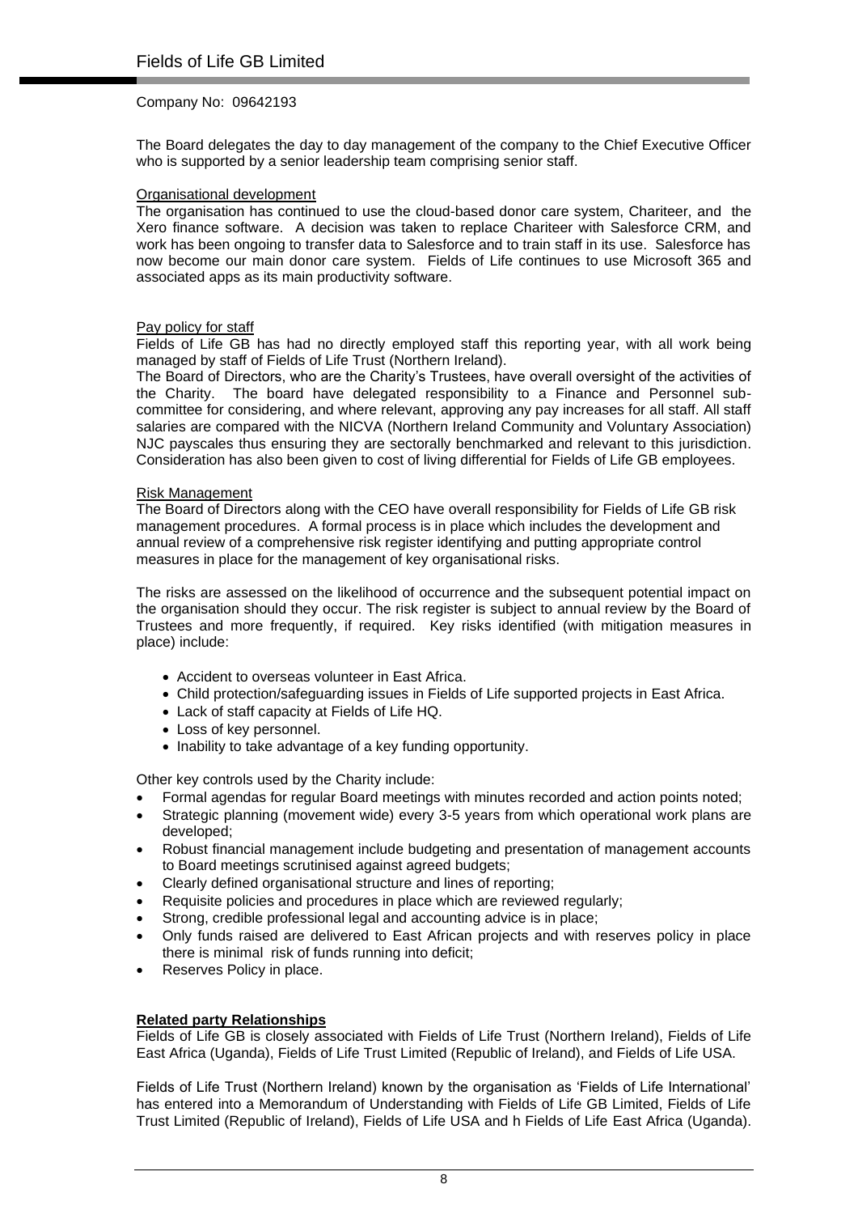Company No: 09642193

The Board delegates the day to day management of the company to the Chief Executive Officer who is supported by a senior leadership team comprising senior staff.

Organisational development

The organisation has continued to use the cloud-based donor care system, Chariteer, and the Xero finance software. A decision was taken to replace Chariteer with Salesforce CRM, and work has been ongoing to transfer data to Salesforce and to train staff in its use. Salesforce has now become our main donor care system. Fields of Life continues to use Microsoft 365 and associated apps as its main productivity software.

Pay policy for staff

Fields of Life GB has had no directly employed staff this reporting year, with all work being managed by staff of Fields of Life Trust (Northern Ireland).

The Board of Directors, who are the Charity's Trustees, have overall oversight of the activities of the Charity. The board have delegated responsibility to a Finance and Personnel sub-committee for considering, and where relevant, approving any pay increases for all staff. All staff salaries are compared with the NICVA (Northern Ireland Community and Voluntary Association) NJC payscales thus ensuring they are sectorally benchmarked and relevant to this jurisdiction. Consideration has also been given to cost of living differential for Fields of Life GB employees.

Risk Management

The Board of Directors along with the CEO have overall responsibility for Fields of Life GB risk management procedures. A formal process is in place which includes the development and annual review of a comprehensive risk register identifying and putting appropriate control measures in place for the management of key organisational risks.

The risks are assessed on the likelihood of occurrence and the subsequent potential impact on the organisation should they occur. The risk register is subject to annual review by the Board of Trustees and more frequently, if required. Key risks identified (with mitigation measures in place) include:

- Accident to overseas volunteer in East Africa.
- Child protection/safeguarding issues in Fields of Life supported projects in East Africa.
- Lack of staff capacity at Fields of Life HQ.
- Loss of key personnel.
- Inability to take advantage of a key funding opportunity.

Other key controls used by the Charity include:

- Formal agendas for regular Board meetings with minutes recorded and action points noted;
- Strategic planning (movement wide) every 3-5 years from which operational work plans are developed;
- Robust financial management include budgeting and presentation of management accounts to Board meetings scrutinised against agreed budgets;
- Clearly defined organisational structure and lines of reporting;
- Requisite policies and procedures in place which are reviewed regularly;
- Strong, credible professional legal and accounting advice is in place;
- Only funds raised are delivered to East African projects and with reserves policy in place there is minimal risk of funds running into deficit;
- Reserves Policy in place.

**Related party Relationships**

Fields of Life GB is closely associated with Fields of Life Trust (Northern Ireland), Fields of Life East Africa (Uganda), Fields of Life Trust Limited (Republic of Ireland), and Fields of Life USA.

Fields of Life Trust (Northern Ireland) known by the organisation as 'Fields of Life International' has entered into a Memorandum of Understanding with Fields of Life GB Limited, Fields of Life Trust Limited (Republic of Ireland), Fields of Life USA and h Fields of Life East Africa (Uganda).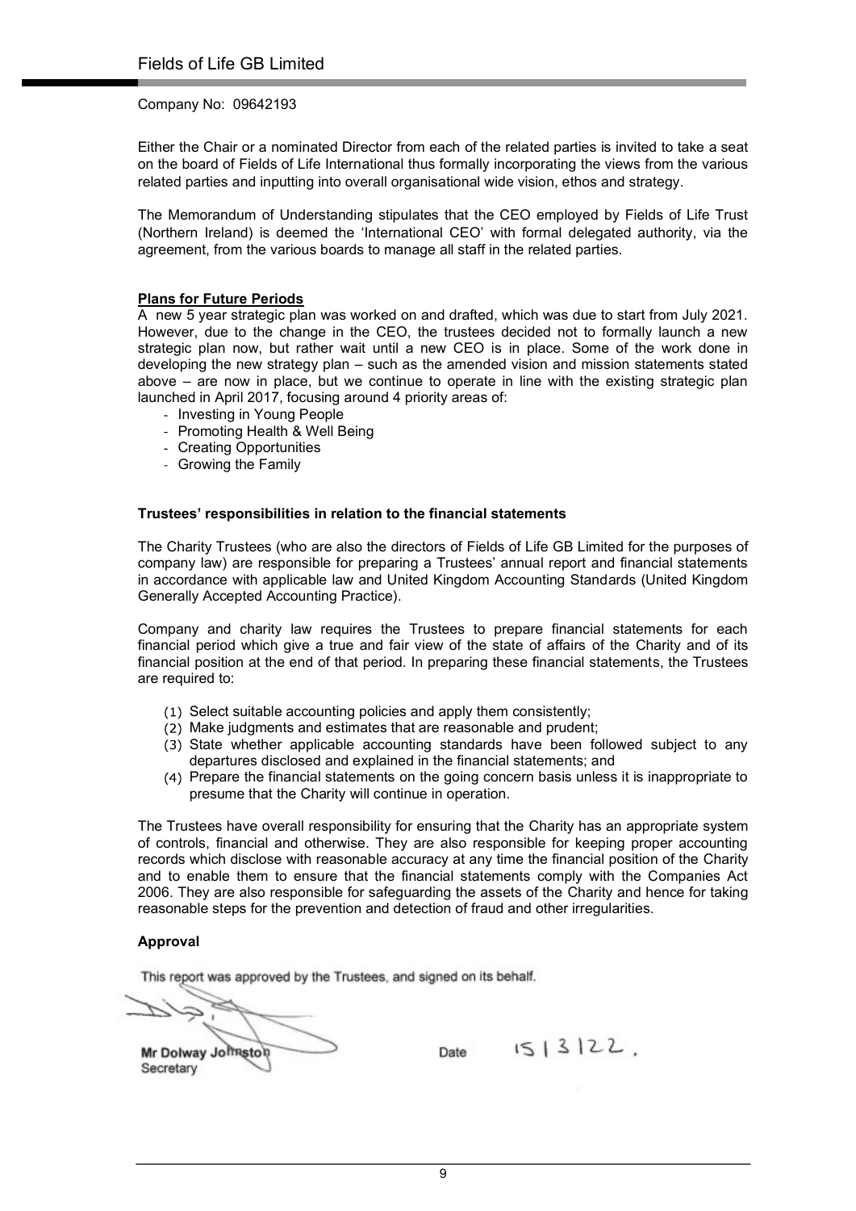Company No: 09642193

Either the Chair or a nominated Director from each of the related parties is invited to take a seat on the board of Fields of Life International thus formally incorporating the views from the various related parties and inputting into overall organisational wide vision, ethos and strategy.

The Memorandum of Understanding stipulates that the CEO employed by Fields of Life Trust (Northern Ireland) is deemed the 'International CEO' with formal delegated authority, via the agreement, from the various boards to manage all staff in the related parties.

**Plans for Future Periods**

A new 5 year strategic plan was worked on and drafted, which was due to start from July 2021. However, due to the change in the CEO, the trustees decided not to formally launch a new strategic plan now, but rather wait until a new CEO is in place. Some of the work done in developing the new strategy plan – such as the amended vision and mission statements stated above – are now in place, but we continue to operate in line with the existing strategic plan launched in April 2017, focusing around 4 priority areas of:

- Investing in Young People
- Promoting Health & Well Being
- Creating Opportunities
- Growing the Family

**Trustees' responsibilities in relation to the financial statements**

The Charity Trustees (who are also the directors of Fields of Life GB Limited for the purposes of company law) are responsible for preparing a Trustees' annual report and financial statements in accordance with applicable law and United Kingdom Accounting Standards (United Kingdom Generally Accepted Accounting Practice).

Company and charity law requires the Trustees to prepare financial statements for each financial period which give a true and fair view of the state of affairs of the Charity and of its financial position at the end of that period. In preparing these financial statements, the Trustees are required to:

(1) Select suitable accounting policies and apply them consistently;
(2) Make judgments and estimates that are reasonable and prudent;
(3) State whether applicable accounting standards have been followed subject to any departures disclosed and explained in the financial statements; and
(4) Prepare the financial statements on the going concern basis unless it is inappropriate to presume that the Charity will continue in operation.

The Trustees have overall responsibility for ensuring that the Charity has an appropriate system of controls, financial and otherwise. They are also responsible for keeping proper accounting records which disclose with reasonable accuracy at any time the financial position of the Charity and to enable them to ensure that the financial statements comply with the Companies Act 2006. They are also responsible for safeguarding the assets of the Charity and hence for taking reasonable steps for the prevention and detection of fraud and other irregularities.

**Approval**

This report was approved by the Trustees, and signed on its behalf.

Mr Dolway Johnston
Secretary

Date 15/3/22.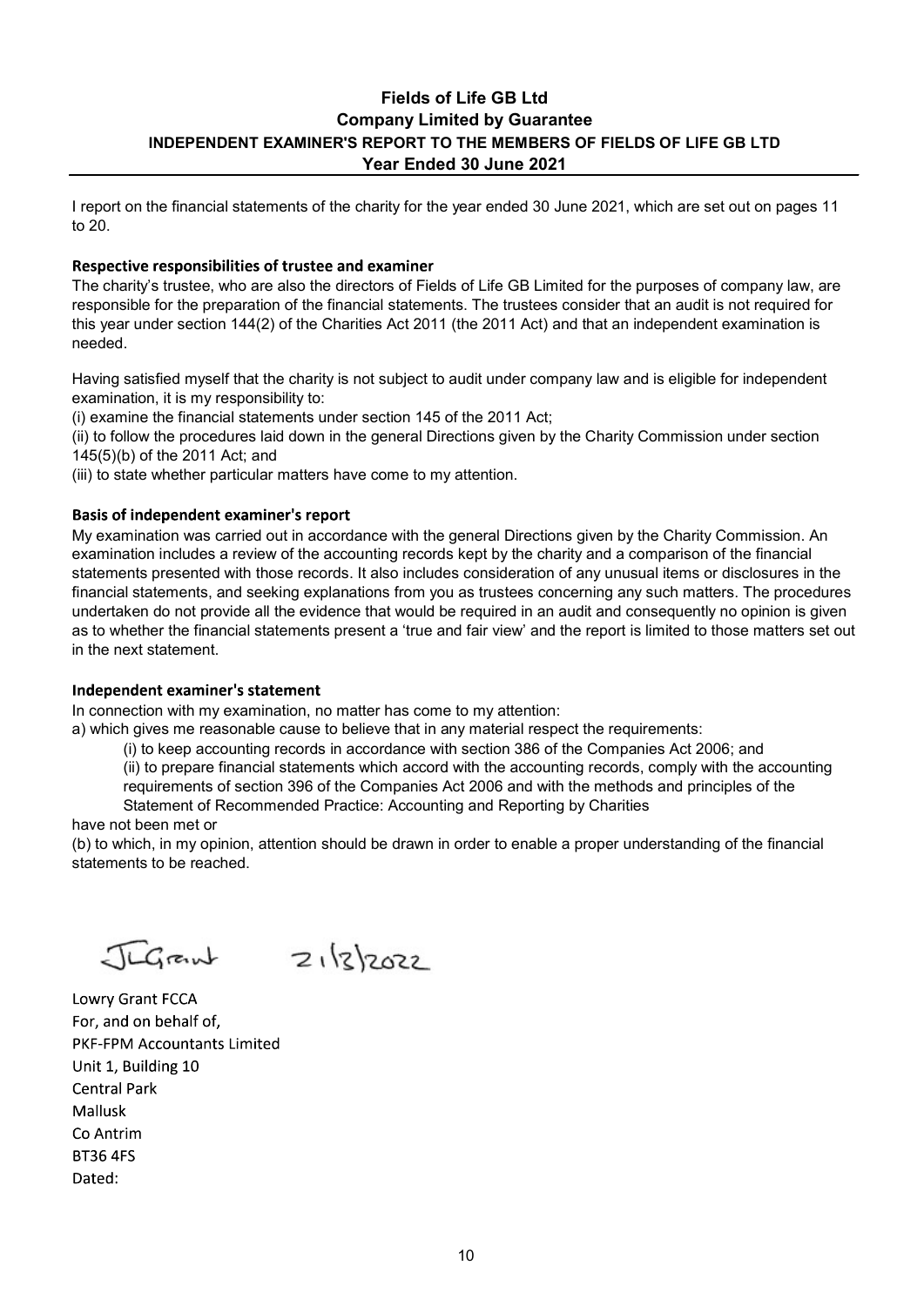# Fields of Life GB Ltd
## Company Limited by Guarantee
### INDEPENDENT EXAMINER'S REPORT TO THE MEMBERS OF FIELDS OF LIFE GB LTD
### Year Ended 30 June 2021

I report on the financial statements of the charity for the year ended 30 June 2021, which are set out on pages 11 to 20.

**Respective responsibilities of trustee and examiner**

The charity's trustee, who are also the directors of Fields of Life GB Limited for the purposes of company law, are responsible for the preparation of the financial statements. The trustees consider that an audit is not required for this year under section 144(2) of the Charities Act 2011 (the 2011 Act) and that an independent examination is needed.

Having satisfied myself that the charity is not subject to audit under company law and is eligible for independent examination, it is my responsibility to:

(i) examine the financial statements under section 145 of the 2011 Act;

(ii) to follow the procedures laid down in the general Directions given by the Charity Commission under section 145(5)(b) of the 2011 Act; and

(iii) to state whether particular matters have come to my attention.

**Basis of independent examiner's report**

My examination was carried out in accordance with the general Directions given by the Charity Commission. An examination includes a review of the accounting records kept by the charity and a comparison of the financial statements presented with those records. It also includes consideration of any unusual items or disclosures in the financial statements, and seeking explanations from you as trustees concerning any such matters. The procedures undertaken do not provide all the evidence that would be required in an audit and consequently no opinion is given as to whether the financial statements present a 'true and fair view' and the report is limited to those matters set out in the next statement.

**Independent examiner's statement**

In connection with my examination, no matter has come to my attention:

a) which gives me reasonable cause to believe that in any material respect the requirements:

(i) to keep accounting records in accordance with section 386 of the Companies Act 2006; and

(ii) to prepare financial statements which accord with the accounting records, comply with the accounting requirements of section 396 of the Companies Act 2006 and with the methods and principles of the Statement of Recommended Practice: Accounting and Reporting by Charities

have not been met or

(b) to which, in my opinion, attention should be drawn in order to enable a proper understanding of the financial statements to be reached.

JLGrant 21/3/2022

Lowry Grant FCCA
For, and on behalf of,
PKF-FPM Accountants Limited
Unit 1, Building 10
Central Park
Mallusk
Co Antrim
BT36 4FS
Dated: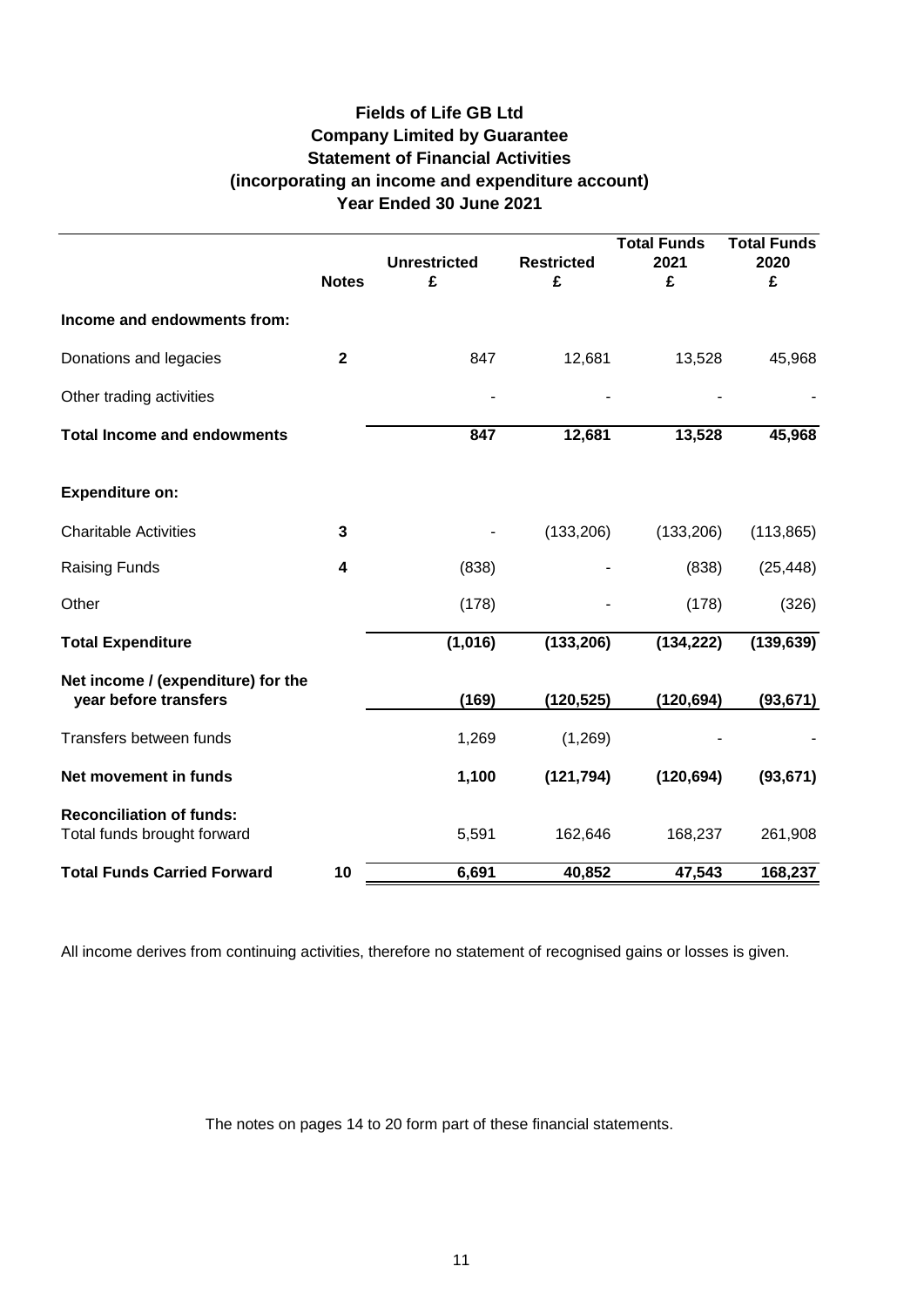# Fields of Life GB Ltd
## Company Limited by Guarantee
## Statement of Financial Activities
## (incorporating an income and expenditure account)
## Year Ended 30 June 2021

| | Notes | Unrestricted £ | Restricted £ | Total Funds 2021 £ | Total Funds 2020 £ |
|---|---|---|---|---|---|
| **Income and endowments from:** | | | | | |
| Donations and legacies | 2 | 847 | 12,681 | 13,528 | 45,968 |
| Other trading activities | | - | - | - | - |
| **Total Income and endowments** | | **847** | **12,681** | **13,528** | **45,968** |
| **Expenditure on:** | | | | | |
| Charitable Activities | 3 | - | (133,206) | (133,206) | (113,865) |
| Raising Funds | 4 | (838) | - | (838) | (25,448) |
| Other | | (178) | - | (178) | (326) |
| **Total Expenditure** | | **(1,016)** | **(133,206)** | **(134,222)** | **(139,639)** |
| **Net income / (expenditure) for the year before transfers** | | **(169)** | **(120,525)** | **(120,694)** | **(93,671)** |
| Transfers between funds | | 1,269 | (1,269) | - | - |
| **Net movement in funds** | | **1,100** | **(121,794)** | **(120,694)** | **(93,671)** |
| **Reconciliation of funds:** | | | | | |
| Total funds brought forward | | 5,591 | 162,646 | 168,237 | 261,908 |
| **Total Funds Carried Forward** | 10 | **6,691** | **40,852** | **47,543** | **168,237** |

All income derives from continuing activities, therefore no statement of recognised gains or losses is given.

The notes on pages 14 to 20 form part of these financial statements.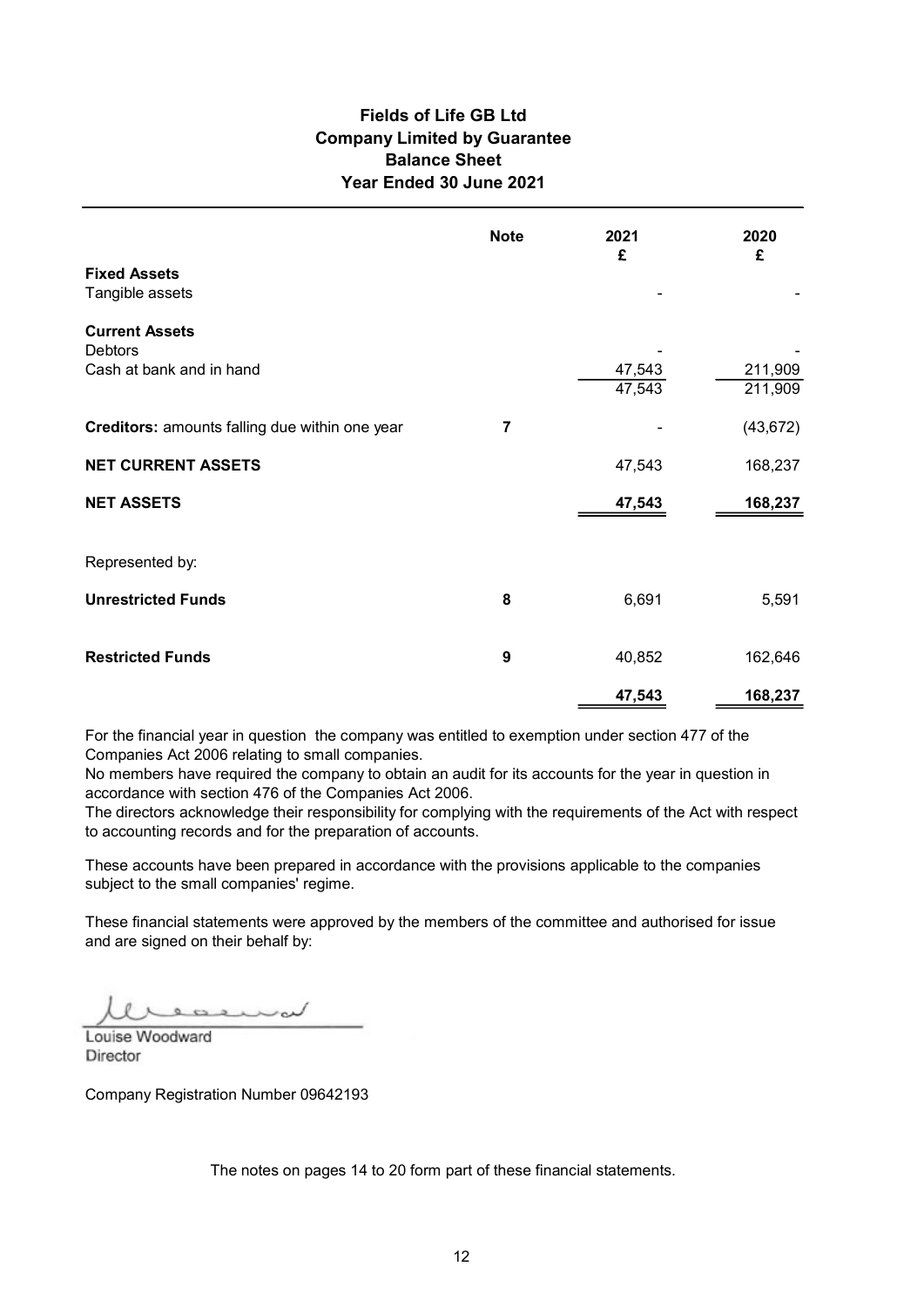# Fields of Life GB Ltd
## Company Limited by Guarantee
## Balance Sheet
## Year Ended 30 June 2021

| | Note | 2021 £ | 2020 £ |
|---|---|---|---|
| **Fixed Assets** | | | |
| Tangible assets | | - | - |
| **Current Assets** | | | |
| Debtors | | - | - |
| Cash at bank and in hand | | 47,543 | 211,909 |
| | | 47,543 | 211,909 |
| **Creditors:** amounts falling due within one year | 7 | - | (43,672) |
| **NET CURRENT ASSETS** | | 47,543 | 168,237 |
| **NET ASSETS** | | **47,543** | **168,237** |
| Represented by: | | | |
| **Unrestricted Funds** | 8 | 6,691 | 5,591 |
| **Restricted Funds** | 9 | 40,852 | 162,646 |
| | | **47,543** | **168,237** |

For the financial year in question the company was entitled to exemption under section 477 of the Companies Act 2006 relating to small companies.
No members have required the company to obtain an audit for its accounts for the year in question in accordance with section 476 of the Companies Act 2006.
The directors acknowledge their responsibility for complying with the requirements of the Act with respect to accounting records and for the preparation of accounts.

These accounts have been prepared in accordance with the provisions applicable to the companies subject to the small companies' regime.

These financial statements were approved by the members of the committee and authorised for issue and are signed on their behalf by:

Louise Woodward
Director

Company Registration Number 09642193

The notes on pages 14 to 20 form part of these financial statements.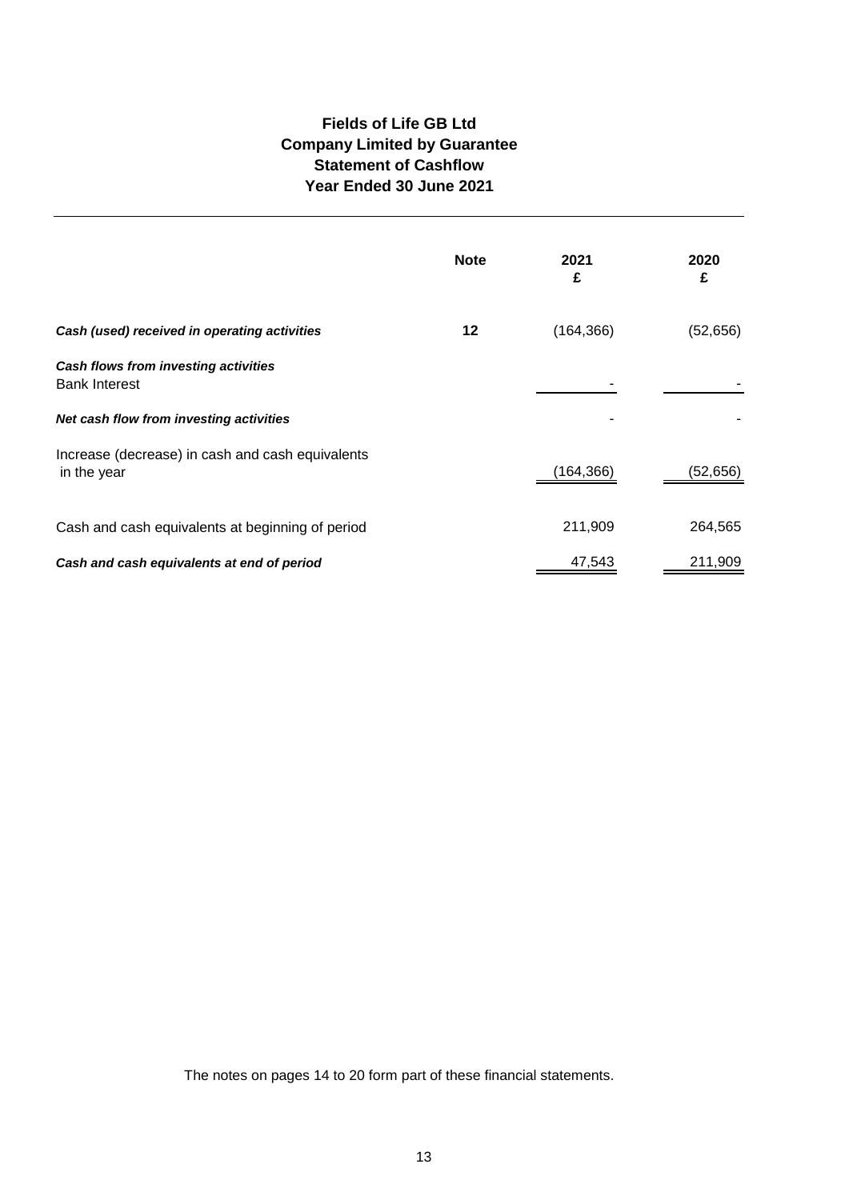# Fields of Life GB Ltd
## Company Limited by Guarantee
## Statement of Cashflow
## Year Ended 30 June 2021

| | Note | 2021<br>£ | 2020<br>£ |
|---|---|---|---|
| ***Cash (used) received in operating activities*** | 12 | (164,366) | (52,656) |
| ***Cash flows from investing activities*** | | | |
| Bank Interest | | - | - |
| ***Net cash flow from investing activities*** | | - | - |
| Increase (decrease) in cash and cash equivalents in the year | | (164,366) | (52,656) |
| Cash and cash equivalents at beginning of period | | 211,909 | 264,565 |
| ***Cash and cash equivalents at end of period*** | | 47,543 | 211,909 |

The notes on pages 14 to 20 form part of these financial statements.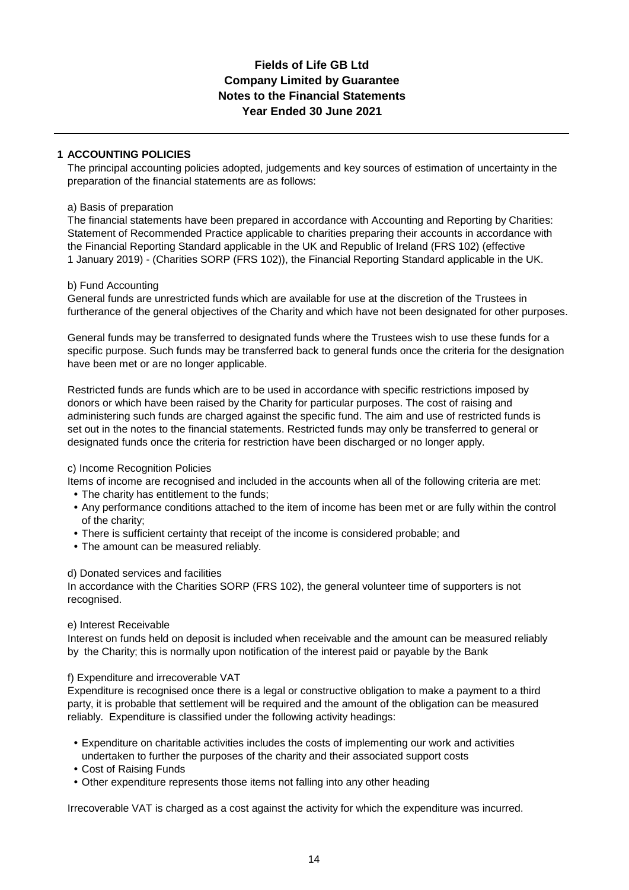# Fields of Life GB Ltd
# Company Limited by Guarantee
# Notes to the Financial Statements
# Year Ended 30 June 2021

## 1 ACCOUNTING POLICIES

The principal accounting policies adopted, judgements and key sources of estimation of uncertainty in the preparation of the financial statements are as follows:

### a) Basis of preparation

The financial statements have been prepared in accordance with Accounting and Reporting by Charities: Statement of Recommended Practice applicable to charities preparing their accounts in accordance with the Financial Reporting Standard applicable in the UK and Republic of Ireland (FRS 102) (effective 1 January 2019) - (Charities SORP (FRS 102)), the Financial Reporting Standard applicable in the UK.

### b) Fund Accounting

General funds are unrestricted funds which are available for use at the discretion of the Trustees in furtherance of the general objectives of the Charity and which have not been designated for other purposes.

General funds may be transferred to designated funds where the Trustees wish to use these funds for a specific purpose. Such funds may be transferred back to general funds once the criteria for the designation have been met or are no longer applicable.

Restricted funds are funds which are to be used in accordance with specific restrictions imposed by donors or which have been raised by the Charity for particular purposes. The cost of raising and administering such funds are charged against the specific fund. The aim and use of restricted funds is set out in the notes to the financial statements. Restricted funds may only be transferred to general or designated funds once the criteria for restriction have been discharged or no longer apply.

### c) Income Recognition Policies

Items of income are recognised and included in the accounts when all of the following criteria are met:

- The charity has entitlement to the funds;
- Any performance conditions attached to the item of income has been met or are fully within the control of the charity;
- There is sufficient certainty that receipt of the income is considered probable; and
- The amount can be measured reliably.

### d) Donated services and facilities

In accordance with the Charities SORP (FRS 102), the general volunteer time of supporters is not recognised.

### e) Interest Receivable

Interest on funds held on deposit is included when receivable and the amount can be measured reliably by the Charity; this is normally upon notification of the interest paid or payable by the Bank

### f) Expenditure and irrecoverable VAT

Expenditure is recognised once there is a legal or constructive obligation to make a payment to a third party, it is probable that settlement will be required and the amount of the obligation can be measured reliably. Expenditure is classified under the following activity headings:

- Expenditure on charitable activities includes the costs of implementing our work and activities undertaken to further the purposes of the charity and their associated support costs
- Cost of Raising Funds
- Other expenditure represents those items not falling into any other heading

Irrecoverable VAT is charged as a cost against the activity for which the expenditure was incurred.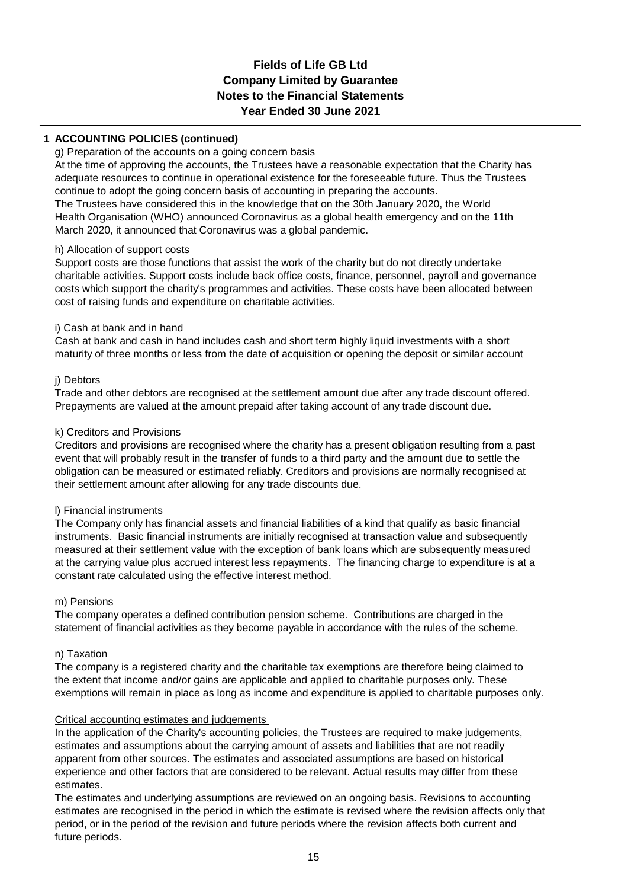# Fields of Life GB Ltd
# Company Limited by Guarantee
# Notes to the Financial Statements
# Year Ended 30 June 2021

## 1 ACCOUNTING POLICIES (continued)

g) Preparation of the accounts on a going concern basis

At the time of approving the accounts, the Trustees have a reasonable expectation that the Charity has adequate resources to continue in operational existence for the foreseeable future. Thus the Trustees continue to adopt the going concern basis of accounting in preparing the accounts.
The Trustees have considered this in the knowledge that on the 30th January 2020, the World Health Organisation (WHO) announced Coronavirus as a global health emergency and on the 11th March 2020, it announced that Coronavirus was a global pandemic.

h) Allocation of support costs

Support costs are those functions that assist the work of the charity but do not directly undertake charitable activities. Support costs include back office costs, finance, personnel, payroll and governance costs which support the charity's programmes and activities. These costs have been allocated between cost of raising funds and expenditure on charitable activities.

i) Cash at bank and in hand

Cash at bank and cash in hand includes cash and short term highly liquid investments with a short maturity of three months or less from the date of acquisition or opening the deposit or similar account

j) Debtors

Trade and other debtors are recognised at the settlement amount due after any trade discount offered. Prepayments are valued at the amount prepaid after taking account of any trade discount due.

k) Creditors and Provisions

Creditors and provisions are recognised where the charity has a present obligation resulting from a past event that will probably result in the transfer of funds to a third party and the amount due to settle the obligation can be measured or estimated reliably. Creditors and provisions are normally recognised at their settlement amount after allowing for any trade discounts due.

l) Financial instruments

The Company only has financial assets and financial liabilities of a kind that qualify as basic financial instruments. Basic financial instruments are initially recognised at transaction value and subsequently measured at their settlement value with the exception of bank loans which are subsequently measured at the carrying value plus accrued interest less repayments. The financing charge to expenditure is at a constant rate calculated using the effective interest method.

m) Pensions

The company operates a defined contribution pension scheme. Contributions are charged in the statement of financial activities as they become payable in accordance with the rules of the scheme.

n) Taxation

The company is a registered charity and the charitable tax exemptions are therefore being claimed to the extent that income and/or gains are applicable and applied to charitable purposes only. These exemptions will remain in place as long as income and expenditure is applied to charitable purposes only.

Critical accounting estimates and judgements

In the application of the Charity's accounting policies, the Trustees are required to make judgements, estimates and assumptions about the carrying amount of assets and liabilities that are not readily apparent from other sources. The estimates and associated assumptions are based on historical experience and other factors that are considered to be relevant. Actual results may differ from these estimates.
The estimates and underlying assumptions are reviewed on an ongoing basis. Revisions to accounting estimates are recognised in the period in which the estimate is revised where the revision affects only that period, or in the period of the revision and future periods where the revision affects both current and future periods.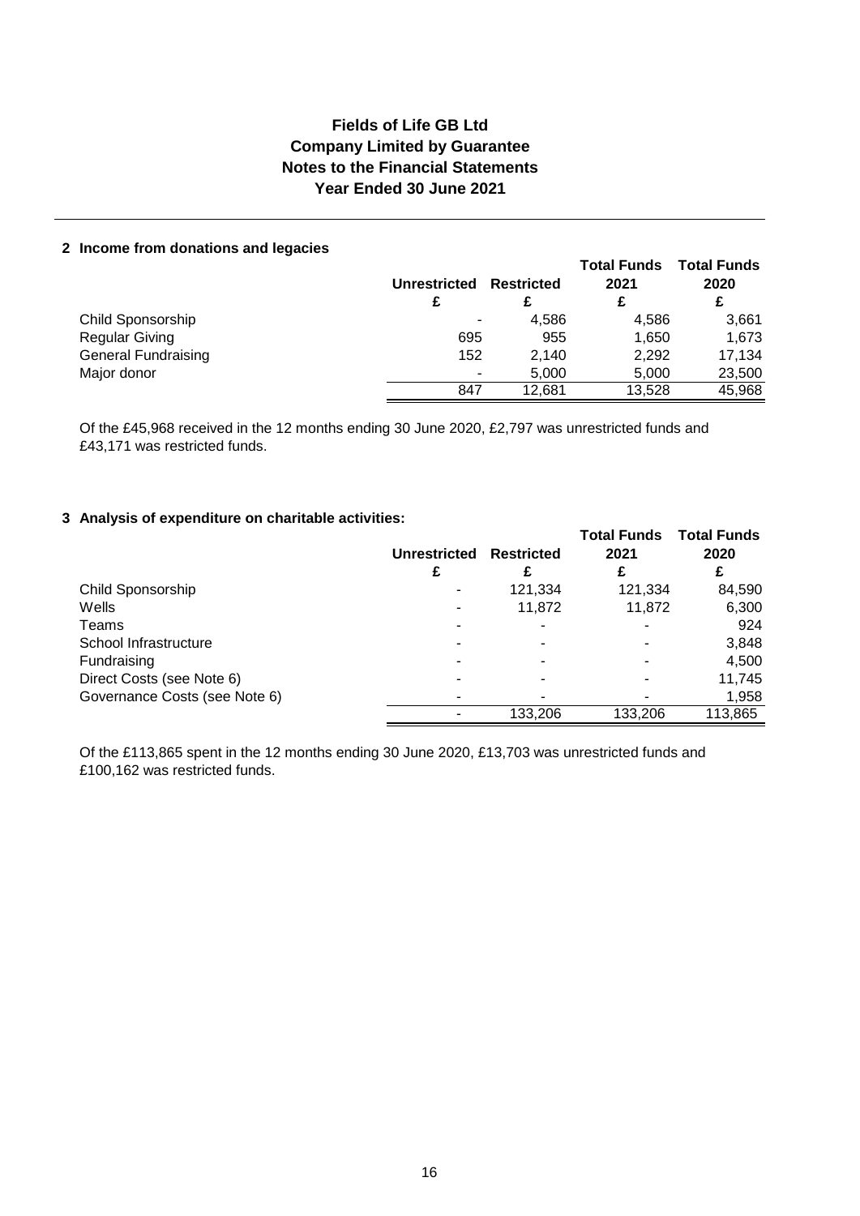# Fields of Life GB Ltd
## Company Limited by Guarantee
## Notes to the Financial Statements
## Year Ended 30 June 2021

### 2 Income from donations and legacies

| | Unrestricted £ | Restricted £ | Total Funds 2021 £ | Total Funds 2020 £ |
|---|---|---|---|---|
| Child Sponsorship | - | 4,586 | 4,586 | 3,661 |
| Regular Giving | 695 | 955 | 1,650 | 1,673 |
| General Fundraising | 152 | 2,140 | 2,292 | 17,134 |
| Major donor | - | 5,000 | 5,000 | 23,500 |
| | 847 | 12,681 | 13,528 | 45,968 |

Of the £45,968 received in the 12 months ending 30 June 2020, £2,797 was unrestricted funds and £43,171 was restricted funds.

### 3 Analysis of expenditure on charitable activities:

| | Unrestricted £ | Restricted £ | Total Funds 2021 £ | Total Funds 2020 £ |
|---|---|---|---|---|
| Child Sponsorship | - | 121,334 | 121,334 | 84,590 |
| Wells | - | 11,872 | 11,872 | 6,300 |
| Teams | - | - | - | 924 |
| School Infrastructure | - | - | - | 3,848 |
| Fundraising | - | - | - | 4,500 |
| Direct Costs (see Note 6) | - | - | - | 11,745 |
| Governance Costs (see Note 6) | - | - | - | 1,958 |
| | - | 133,206 | 133,206 | 113,865 |

Of the £113,865 spent in the 12 months ending 30 June 2020, £13,703 was unrestricted funds and £100,162 was restricted funds.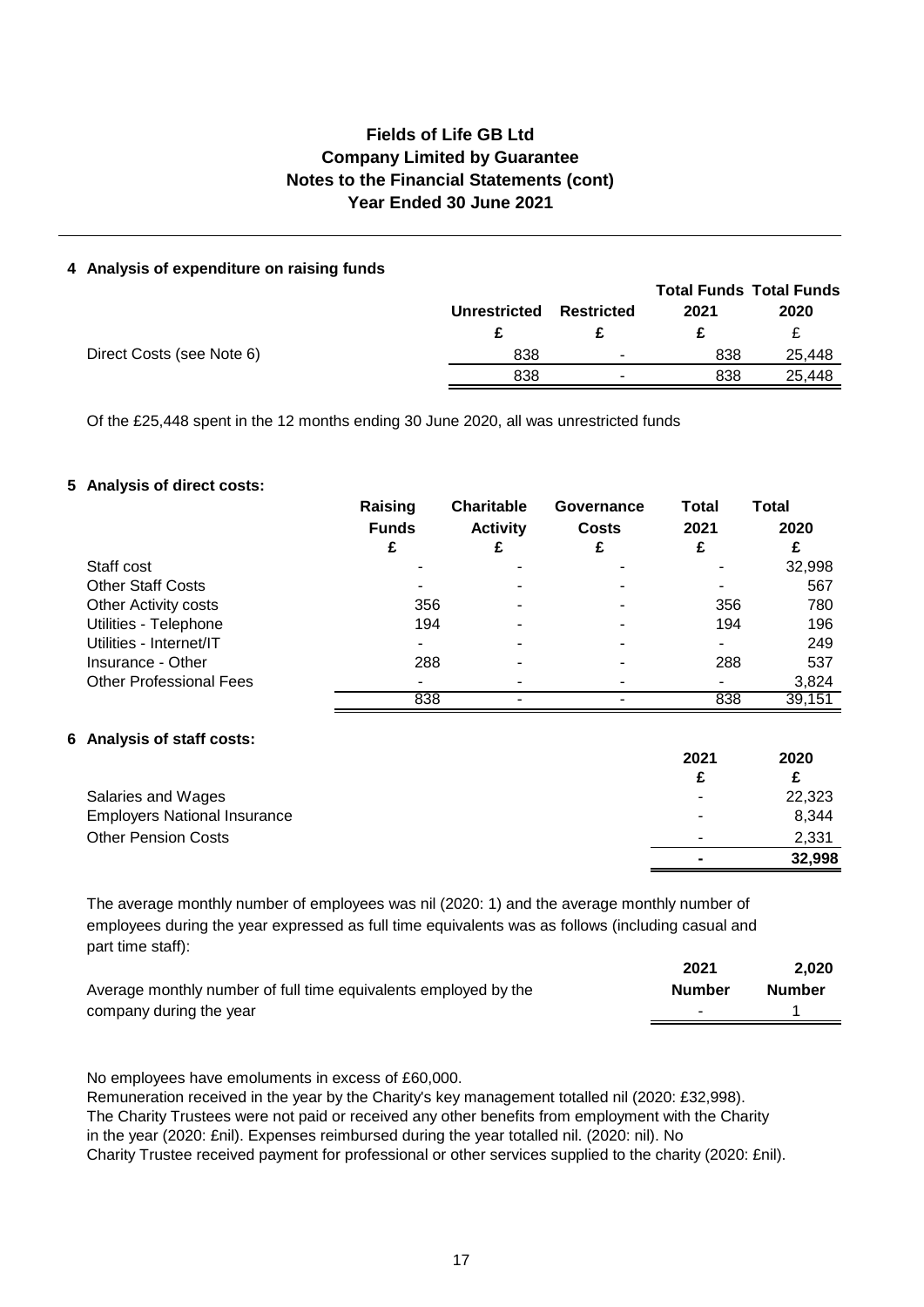# Fields of Life GB Ltd
## Company Limited by Guarantee
## Notes to the Financial Statements (cont)
## Year Ended 30 June 2021

### 4 Analysis of expenditure on raising funds

| | Unrestricted | Restricted | Total Funds 2021 | Total Funds 2020 |
|---|---|---|---|---|
| | £ | £ | £ | £ |
| Direct Costs (see Note 6) | 838 | - | 838 | 25,448 |
| | 838 | - | 838 | 25,448 |

Of the £25,448 spent in the 12 months ending 30 June 2020, all was unrestricted funds

### 5 Analysis of direct costs:

| | Raising Funds | Charitable Activity | Governance Costs | Total 2021 | Total 2020 |
|---|---|---|---|---|---|
| | £ | £ | £ | £ | £ |
| Staff cost | - | - | - | - | 32,998 |
| Other Staff Costs | - | - | - | - | 567 |
| Other Activity costs | 356 | - | - | 356 | 780 |
| Utilities - Telephone | 194 | - | - | 194 | 196 |
| Utilities - Internet/IT | - | - | - | - | 249 |
| Insurance - Other | 288 | - | - | 288 | 537 |
| Other Professional Fees | - | - | - | - | 3,824 |
| | 838 | - | - | 838 | 39,151 |

### 6 Analysis of staff costs:

| | 2021 | 2020 |
|---|---|---|
| | £ | £ |
| Salaries and Wages | - | 22,323 |
| Employers National Insurance | - | 8,344 |
| Other Pension Costs | - | 2,331 |
| | - | 32,998 |

The average monthly number of employees was nil (2020: 1) and the average monthly number of employees during the year expressed as full time equivalents was as follows (including casual and part time staff):

| | 2021 | 2,020 |
|---|---|---|
| | Number | Number |
| Average monthly number of full time equivalents employed by the company during the year | - | 1 |

No employees have emoluments in excess of £60,000.
Remuneration received in the year by the Charity's key management totalled nil (2020: £32,998).
The Charity Trustees were not paid or received any other benefits from employment with the Charity in the year (2020: £nil). Expenses reimbursed during the year totalled nil. (2020: nil). No Charity Trustee received payment for professional or other services supplied to the charity (2020: £nil).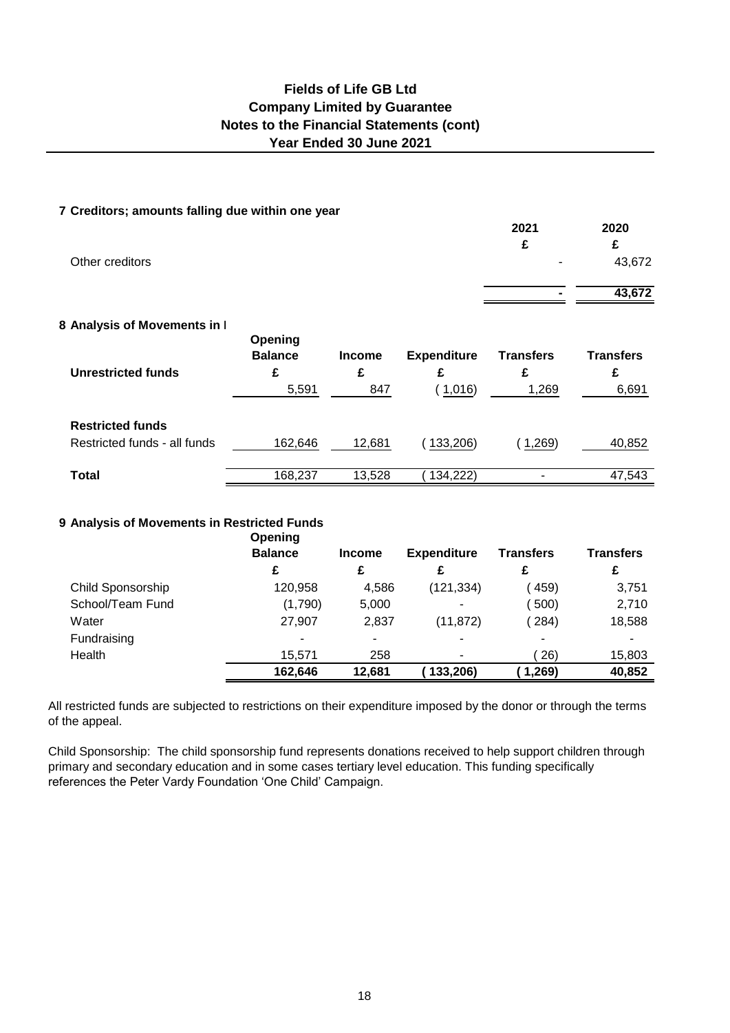**Fields of Life GB Ltd**
**Company Limited by Guarantee**
**Notes to the Financial Statements (cont)**
**Year Ended 30 June 2021**

## 7 Creditors; amounts falling due within one year

| | 2021 | 2020 |
|---|---|---|
| | £ | £ |
| Other creditors | - | 43,672 |
| | **-** | **43,672** |

## 8 Analysis of Movements in I

| | Opening Balance | Income | Expenditure | Transfers | Transfers |
|---|---|---|---|---|---|
| **Unrestricted funds** | £ | £ | £ | £ | £ |
| | 5,591 | 847 | ( 1,016) | 1,269 | 6,691 |
| **Restricted funds** | | | | | |
| Restricted funds - all funds | 162,646 | 12,681 | ( 133,206) | ( 1,269) | 40,852 |
| **Total** | 168,237 | 13,528 | ( 134,222) | - | 47,543 |

## 9 Analysis of Movements in Restricted Funds

| | Opening Balance | Income | Expenditure | Transfers | Transfers |
|---|---|---|---|---|---|
| | £ | £ | £ | £ | £ |
| Child Sponsorship | 120,958 | 4,586 | (121,334) | ( 459) | 3,751 |
| School/Team Fund | (1,790) | 5,000 | - | ( 500) | 2,710 |
| Water | 27,907 | 2,837 | (11,872) | ( 284) | 18,588 |
| Fundraising | - | - | - | - | - |
| Health | 15,571 | 258 | - | ( 26) | 15,803 |
| | **162,646** | **12,681** | **( 133,206)** | **( 1,269)** | **40,852** |

All restricted funds are subjected to restrictions on their expenditure imposed by the donor or through the terms of the appeal.

Child Sponsorship: The child sponsorship fund represents donations received to help support children through primary and secondary education and in some cases tertiary level education. This funding specifically references the Peter Vardy Foundation 'One Child' Campaign.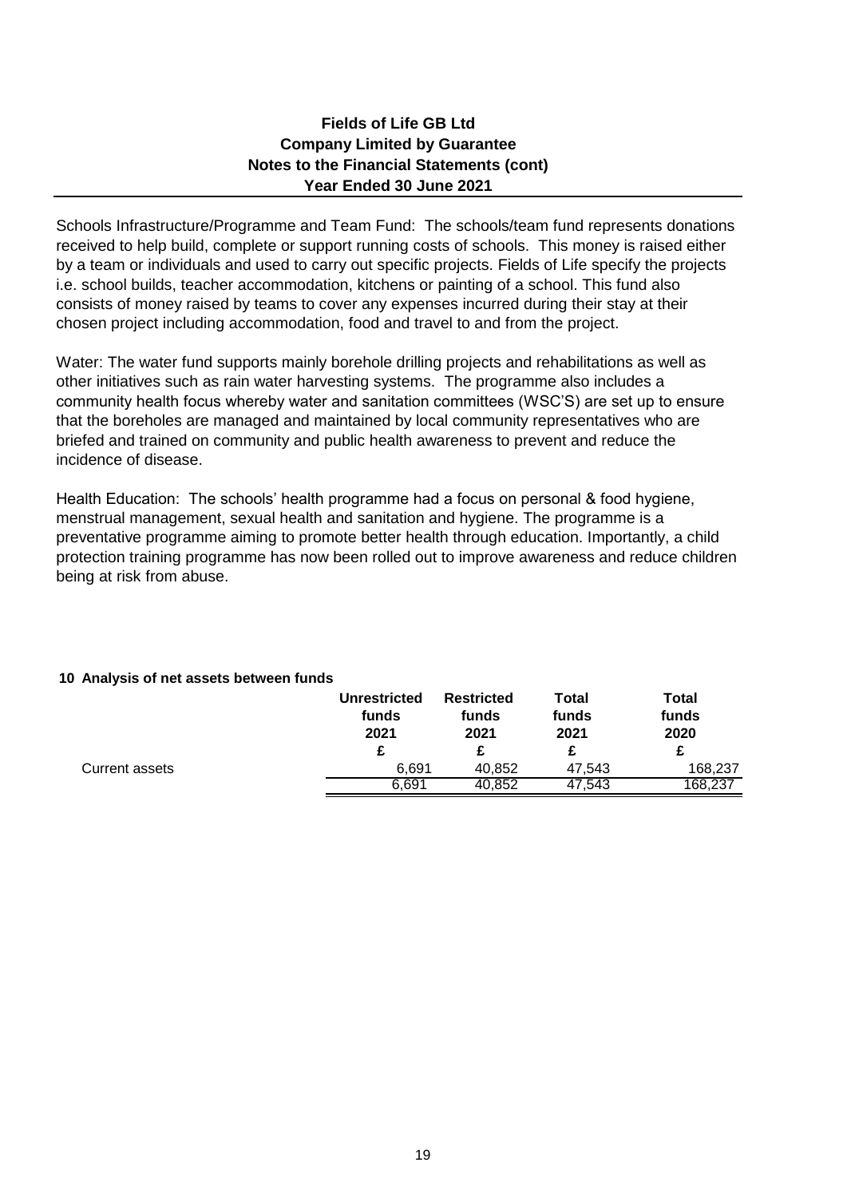Schools Infrastructure/Programme and Team Fund: The schools/team fund represents donations received to help build, complete or support running costs of schools. This money is raised either by a team or individuals and used to carry out specific projects. Fields of Life specify the projects i.e. school builds, teacher accommodation, kitchens or painting of a school. This fund also consists of money raised by teams to cover any expenses incurred during their stay at their chosen project including accommodation, food and travel to and from the project.

Water: The water fund supports mainly borehole drilling projects and rehabilitations as well as other initiatives such as rain water harvesting systems. The programme also includes a community health focus whereby water and sanitation committees (WSC'S) are set up to ensure that the boreholes are managed and maintained by local community representatives who are briefed and trained on community and public health awareness to prevent and reduce the incidence of disease.

Health Education: The schools' health programme had a focus on personal & food hygiene, menstrual management, sexual health and sanitation and hygiene. The programme is a preventative programme aiming to promote better health through education. Importantly, a child protection training programme has now been rolled out to improve awareness and reduce children being at risk from abuse.

## 10 Analysis of net assets between funds

| | Unrestricted funds 2021 | Restricted funds 2021 | Total funds 2021 | Total funds 2020 |
|---|---|---|---|---|
| | £ | £ | £ | £ |
| Current assets | 6,691 | 40,852 | 47,543 | 168,237 |
| | 6,691 | 40,852 | 47,543 | 168,237 |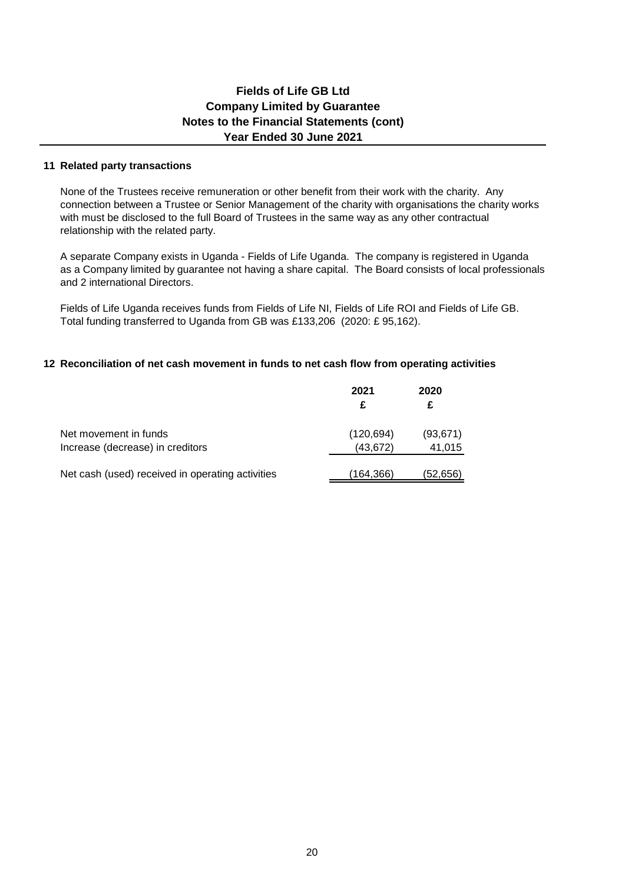# Fields of Life GB Ltd
# Company Limited by Guarantee
# Notes to the Financial Statements (cont)
# Year Ended 30 June 2021

## 11 Related party transactions

None of the Trustees receive remuneration or other benefit from their work with the charity. Any connection between a Trustee or Senior Management of the charity with organisations the charity works with must be disclosed to the full Board of Trustees in the same way as any other contractual relationship with the related party.

A separate Company exists in Uganda - Fields of Life Uganda. The company is registered in Uganda as a Company limited by guarantee not having a share capital. The Board consists of local professionals and 2 international Directors.

Fields of Life Uganda receives funds from Fields of Life NI, Fields of Life ROI and Fields of Life GB. Total funding transferred to Uganda from GB was £133,206 (2020: £ 95,162).

## 12 Reconciliation of net cash movement in funds to net cash flow from operating activities

| | 2021 £ | 2020 £ |
|---|---|---|
| Net movement in funds | (120,694) | (93,671) |
| Increase (decrease) in creditors | (43,672) | 41,015 |
| Net cash (used) received in operating activities | (164,366) | (52,656) |